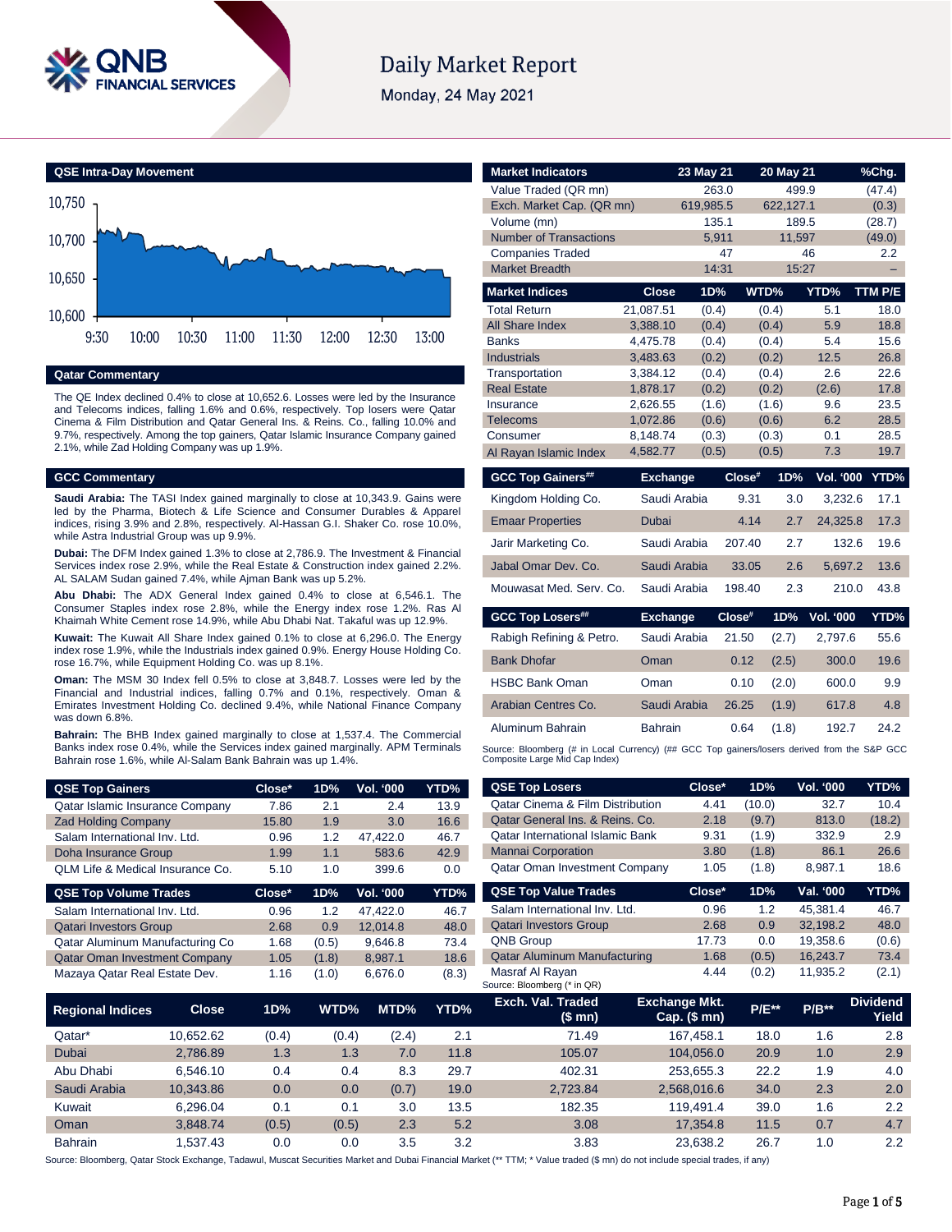# Daily Market Report

Monday, 24 May 2021

## QSE Intra-Day Movement

## Qatar Commentary

The QE Index declined 0.4% to close at 10,652.6. Losses were led by the Insurance and Telecoms indices, falling 1.6% and 0.6%, respectively. Top losers were Qatar Cinema & Film Distribution and Qatar General Ins. & Reins. Co., falling 10.0% and 9.7%, respectively. Among the top gainers, Qatar Islamic Insurance Company gained 2.1%, while Zad Holding Company was up 1.9%.

## GCC Commentary

**Saudi Arabia:** The TASI Index gained marginally to close at 10,343.9. Gains were led by the Pharma, Biotech & Life Science and Consumer Durables & Apparel indices, rising 3.9% and 2.8%, respectively. Al-Hassan G.I. Shaker Co. rose 10.0%, while Astra Industrial Group was up 9.9%.

**Dubai:** The DFM Index gained 1.3% to close at 2,786.9. The Investment & Financial Services index rose 2.9%, while the Real Estate & Construction index gained 2.2%. AL SALAM Sudan gained 7.4%, while Ajman Bank was up 5.2%.

**Abu Dhabi:** The ADX General Index gained 0.4% to close at 6,546.1. The Consumer Staples index rose 2.8%, while the Energy index rose 1.2%. Ras Al Khaimah White Cement rose 14.9%, while Abu Dhabi Nat. Takaful was up 12.9%.

**Kuwait:** The Kuwait All Share Index gained 0.1% to close at 6,296.0. The Energy index rose 1.9%, while the Industrials index gained 0.9%. Energy House Holding Co. rose 16.7%, while Equipment Holding Co. was up 8.1%.

**Oman:** The MSM 30 Index fell 0.5% to close at 3,848.7. Losses were led by the Financial and Industrial indices, falling 0.7% and 0.1%, respectively. Oman & Emirates Investment Holding Co. declined 9.4%, while National Finance Company was down 6.8%.

**Bahrain:** The BHB Index gained marginally to close at 1,537.4. The Commercial Banks index rose 0.4%, while the Services index gained marginally. APM Terminals Bahrain rose 1.6%, while Al-Salam Bank Bahrain was up 1.4%.

| QSE Top Gainers | Close* | 1D% | Vol. '000 | YTD% |
|---|---|---|---|---|
| Qatar Islamic Insurance Company | 7.86 | 2.1 | 2.4 | 13.9 |
| Zad Holding Company | 15.80 | 1.9 | 3.0 | 16.6 |
| Salam International Inv. Ltd. | 0.96 | 1.2 | 47,422.0 | 46.7 |
| Doha Insurance Group | 1.99 | 1.1 | 583.6 | 42.9 |
| QLM Life & Medical Insurance Co. | 5.10 | 1.0 | 399.6 | 0.0 |

| QSE Top Volume Trades | Close* | 1D% | Vol. '000 | YTD% |
|---|---|---|---|---|
| Salam International Inv. Ltd. | 0.96 | 1.2 | 47,422.0 | 46.7 |
| Qatari Investors Group | 2.68 | 0.9 | 12,014.8 | 48.0 |
| Qatar Aluminum Manufacturing Co | 1.68 | (0.5) | 9,646.8 | 73.4 |
| Qatar Oman Investment Company | 1.05 | (1.8) | 8,987.1 | 18.6 |
| Mazaya Qatar Real Estate Dev. | 1.16 | (1.0) | 6,676.0 | (8.3) |

| Market Indicators | 23 May 21 | 20 May 21 | %Chg. |
|---|---|---|---|
| Value Traded (QR mn) | 263.0 | 499.9 | (47.4) |
| Exch. Market Cap. (QR mn) | 619,985.5 | 622,127.1 | (0.3) |
| Volume (mn) | 135.1 | 189.5 | (28.7) |
| Number of Transactions | 5,911 | 11,597 | (49.0) |
| Companies Traded | 47 | 46 | 2.2 |
| Market Breadth | 14:31 | 15:27 | – |

| Market Indices | Close | 1D% | WTD% | YTD% | TTM P/E |
|---|---|---|---|---|---|
| Total Return | 21,087.51 | (0.4) | (0.4) | 5.1 | 18.0 |
| All Share Index | 3,388.10 | (0.4) | (0.4) | 5.9 | 18.8 |
| Banks | 4,475.78 | (0.4) | (0.4) | 5.4 | 15.6 |
| Industrials | 3,483.63 | (0.2) | (0.2) | 12.5 | 26.8 |
| Transportation | 3,384.12 | (0.4) | (0.4) | 2.6 | 22.6 |
| Real Estate | 1,878.17 | (0.2) | (0.2) | (2.6) | 17.8 |
| Insurance | 2,626.55 | (1.6) | (1.6) | 9.6 | 23.5 |
| Telecoms | 1,072.86 | (0.6) | (0.6) | 6.2 | 28.5 |
| Consumer | 8,148.74 | (0.3) | (0.3) | 0.1 | 28.5 |
| Al Rayan Islamic Index | 4,582.77 | (0.5) | (0.5) | 7.3 | 19.7 |

| GCC Top Gainers## | Exchange | Close# | 1D% | Vol. '000 | YTD% |
|---|---|---|---|---|---|
| Kingdom Holding Co. | Saudi Arabia | 9.31 | 3.0 | 3,232.6 | 17.1 |
| Emaar Properties | Dubai | 4.14 | 2.7 | 24,325.8 | 17.3 |
| Jarir Marketing Co. | Saudi Arabia | 207.40 | 2.7 | 132.6 | 19.6 |
| Jabal Omar Dev. Co. | Saudi Arabia | 33.05 | 2.6 | 5,697.2 | 13.6 |
| Mouwasat Med. Serv. Co. | Saudi Arabia | 198.40 | 2.3 | 210.0 | 43.8 |

| GCC Top Losers## | Exchange | Close# | 1D% | Vol. '000 | YTD% |
|---|---|---|---|---|---|
| Rabigh Refining & Petro. | Saudi Arabia | 21.50 | (2.7) | 2,797.6 | 55.6 |
| Bank Dhofar | Oman | 0.12 | (2.5) | 300.0 | 19.6 |
| HSBC Bank Oman | Oman | 0.10 | (2.0) | 600.0 | 9.9 |
| Arabian Centres Co. | Saudi Arabia | 26.25 | (1.9) | 617.8 | 4.8 |
| Aluminum Bahrain | Bahrain | 0.64 | (1.8) | 192.7 | 24.2 |

Source: Bloomberg (# in Local Currency) (## GCC Top gainers/losers derived from the S&P GCC Composite Large Mid Cap Index)

| QSE Top Losers | Close* | 1D% | Vol. '000 | YTD% |
|---|---|---|---|---|
| Qatar Cinema & Film Distribution | 4.41 | (10.0) | 32.7 | 10.4 |
| Qatar General Ins. & Reins. Co. | 2.18 | (9.7) | 813.0 | (18.2) |
| Qatar International Islamic Bank | 9.31 | (1.9) | 332.9 | 2.9 |
| Mannai Corporation | 3.80 | (1.8) | 86.1 | 26.6 |
| Qatar Oman Investment Company | 1.05 | (1.8) | 8,987.1 | 18.6 |

| QSE Top Value Trades | Close* | 1D% | Val. '000 | YTD% |
|---|---|---|---|---|
| Salam International Inv. Ltd. | 0.96 | 1.2 | 45,381.4 | 46.7 |
| Qatari Investors Group | 2.68 | 0.9 | 32,198.2 | 48.0 |
| QNB Group | 17.73 | 0.0 | 19,358.6 | (0.6) |
| Qatar Aluminum Manufacturing | 1.68 | (0.5) | 16,243.7 | 73.4 |
| Masraf Al Rayan | 4.44 | (0.2) | 11,935.2 | (2.1) |

Source: Bloomberg (* in QR)

| Regional Indices | Close | 1D% | WTD% | MTD% | YTD% | Exch. Val. Traded ($ mn) | Exchange Mkt. Cap. ($ mn) | P/E** | P/B** | Dividend Yield |
|---|---|---|---|---|---|---|---|---|---|---|
| Qatar* | 10,652.62 | (0.4) | (0.4) | (2.4) | 2.1 | 71.49 | 167,458.1 | 18.0 | 1.6 | 2.8 |
| Dubai | 2,786.89 | 1.3 | 1.3 | 7.0 | 11.8 | 105.07 | 104,056.0 | 20.9 | 1.0 | 2.9 |
| Abu Dhabi | 6,546.10 | 0.4 | 0.4 | 8.3 | 29.7 | 402.31 | 253,655.3 | 22.2 | 1.9 | 4.0 |
| Saudi Arabia | 10,343.86 | 0.0 | 0.0 | (0.7) | 19.0 | 2,723.84 | 2,568,016.6 | 34.0 | 2.3 | 2.0 |
| Kuwait | 6,296.04 | 0.1 | 0.1 | 3.0 | 13.5 | 182.35 | 119,491.4 | 39.0 | 1.6 | 2.2 |
| Oman | 3,848.74 | (0.5) | (0.5) | 2.3 | 5.2 | 3.08 | 17,354.8 | 11.5 | 0.7 | 4.7 |
| Bahrain | 1,537.43 | 0.0 | 0.0 | 3.5 | 3.2 | 3.83 | 23,638.2 | 26.7 | 1.0 | 2.2 |

Source: Bloomberg, Qatar Stock Exchange, Tadawul, Muscat Securities Market and Dubai Financial Market (** TTM; * Value traded ($ mn) do not include special trades, if any)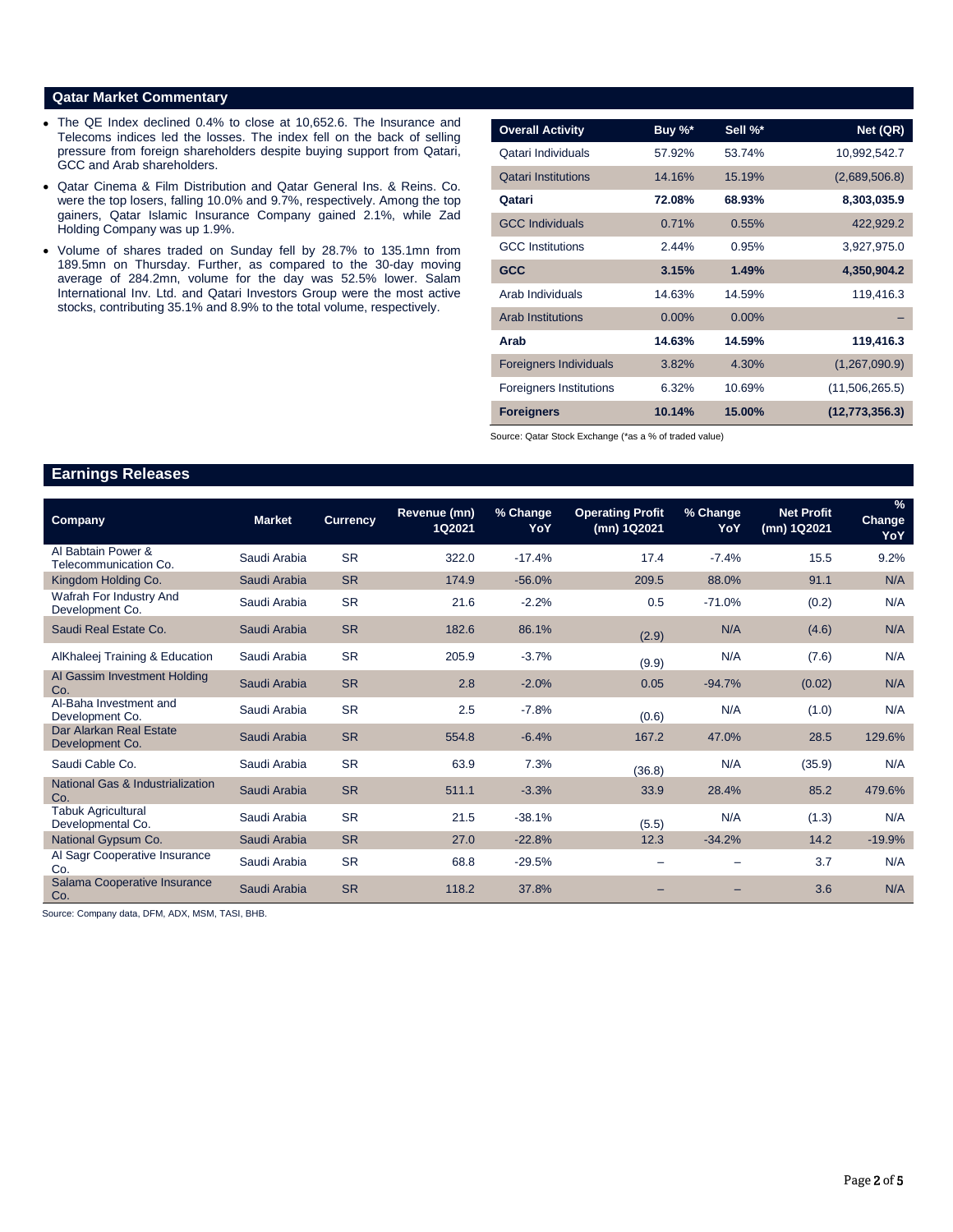## Qatar Market Commentary

- The QE Index declined 0.4% to close at 10,652.6. The Insurance and Telecoms indices led the losses. The index fell on the back of selling pressure from foreign shareholders despite buying support from Qatari, GCC and Arab shareholders.
- Qatar Cinema & Film Distribution and Qatar General Ins. & Reins. Co. were the top losers, falling 10.0% and 9.7%, respectively. Among the top gainers, Qatar Islamic Insurance Company gained 2.1%, while Zad Holding Company was up 1.9%.
- Volume of shares traded on Sunday fell by 28.7% to 135.1mn from 189.5mn on Thursday. Further, as compared to the 30-day moving average of 284.2mn, volume for the day was 52.5% lower. Salam International Inv. Ltd. and Qatari Investors Group were the most active stocks, contributing 35.1% and 8.9% to the total volume, respectively.

| Overall Activity | Buy %* | Sell %* | Net (QR) |
|---|---|---|---|
| Qatari Individuals | 57.92% | 53.74% | 10,992,542.7 |
| Qatari Institutions | 14.16% | 15.19% | (2,689,506.8) |
| **Qatari** | **72.08%** | **68.93%** | **8,303,035.9** |
| GCC Individuals | 0.71% | 0.55% | 422,929.2 |
| GCC Institutions | 2.44% | 0.95% | 3,927,975.0 |
| **GCC** | **3.15%** | **1.49%** | **4,350,904.2** |
| Arab Individuals | 14.63% | 14.59% | 119,416.3 |
| Arab Institutions | 0.00% | 0.00% | – |
| **Arab** | **14.63%** | **14.59%** | **119,416.3** |
| Foreigners Individuals | 3.82% | 4.30% | (1,267,090.9) |
| Foreigners Institutions | 6.32% | 10.69% | (11,506,265.5) |
| **Foreigners** | **10.14%** | **15.00%** | **(12,773,356.3)** |

Source: Qatar Stock Exchange (*as a % of traded value)

## Earnings Releases

| Company | Market | Currency | Revenue (mn) 1Q2021 | % Change YoY | Operating Profit (mn) 1Q2021 | % Change YoY | Net Profit (mn) 1Q2021 | % Change YoY |
|---|---|---|---|---|---|---|---|---|
| Al Babtain Power & Telecommunication Co. | Saudi Arabia | SR | 322.0 | -17.4% | 17.4 | -7.4% | 15.5 | 9.2% |
| Kingdom Holding Co. | Saudi Arabia | SR | 174.9 | -56.0% | 209.5 | 88.0% | 91.1 | N/A |
| Wafrah For Industry And Development Co. | Saudi Arabia | SR | 21.6 | -2.2% | 0.5 | -71.0% | (0.2) | N/A |
| Saudi Real Estate Co. | Saudi Arabia | SR | 182.6 | 86.1% | (2.9) | N/A | (4.6) | N/A |
| AlKhaleej Training & Education | Saudi Arabia | SR | 205.9 | -3.7% | (9.9) | N/A | (7.6) | N/A |
| Al Gassim Investment Holding Co. | Saudi Arabia | SR | 2.8 | -2.0% | 0.05 | -94.7% | (0.02) | N/A |
| Al-Baha Investment and Development Co. | Saudi Arabia | SR | 2.5 | -7.8% | (0.6) | N/A | (1.0) | N/A |
| Dar Alarkan Real Estate Development Co. | Saudi Arabia | SR | 554.8 | -6.4% | 167.2 | 47.0% | 28.5 | 129.6% |
| Saudi Cable Co. | Saudi Arabia | SR | 63.9 | 7.3% | (36.8) | N/A | (35.9) | N/A |
| National Gas & Industrialization Co. | Saudi Arabia | SR | 511.1 | -3.3% | 33.9 | 28.4% | 85.2 | 479.6% |
| Tabuk Agricultural Developmental Co. | Saudi Arabia | SR | 21.5 | -38.1% | (5.5) | N/A | (1.3) | N/A |
| National Gypsum Co. | Saudi Arabia | SR | 27.0 | -22.8% | 12.3 | -34.2% | 14.2 | -19.9% |
| Al Sagr Cooperative Insurance Co. | Saudi Arabia | SR | 68.8 | -29.5% | – | – | 3.7 | N/A |
| Salama Cooperative Insurance Co. | Saudi Arabia | SR | 118.2 | 37.8% | – | – | 3.6 | N/A |

Source: Company data, DFM, ADX, MSM, TASI, BHB.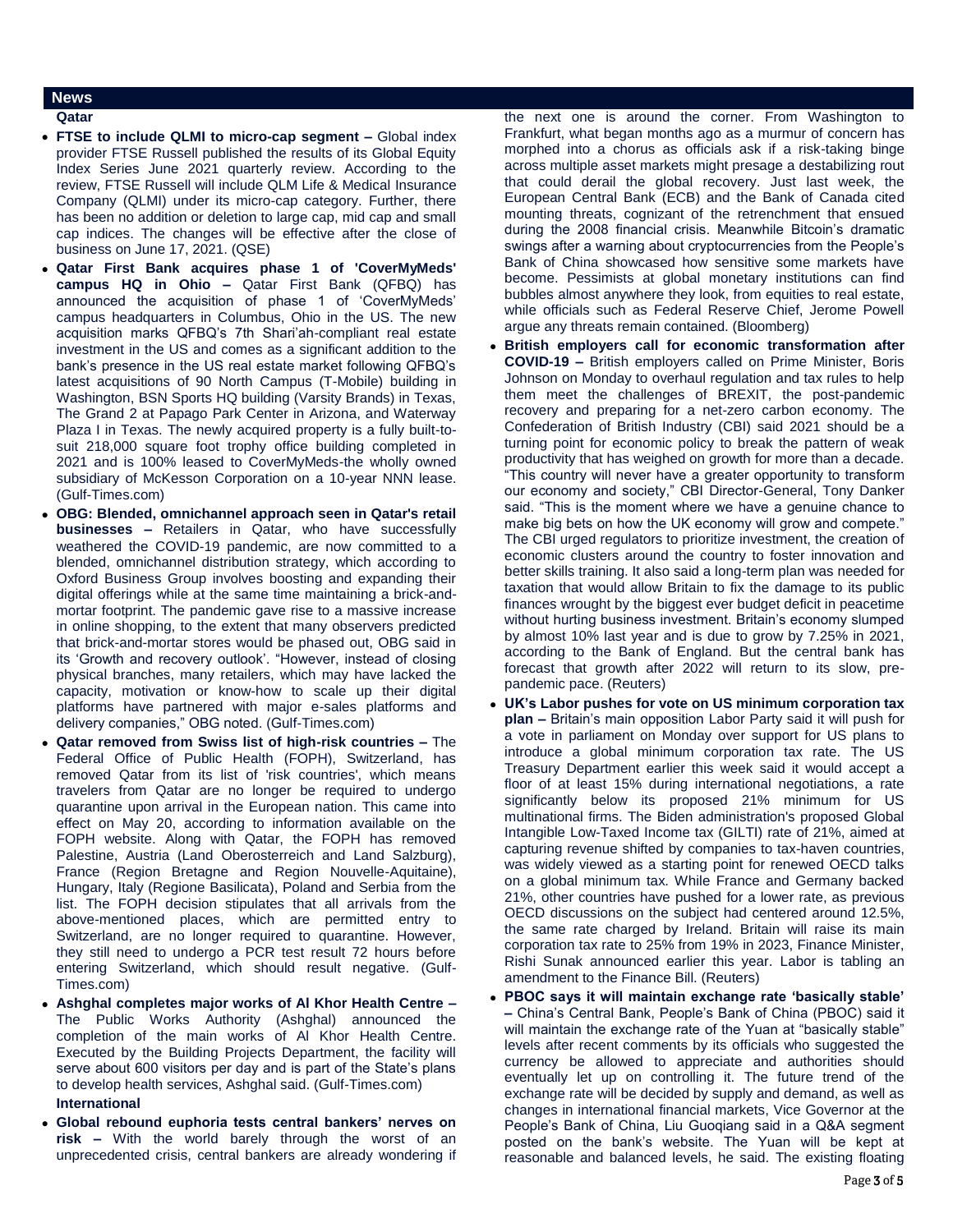## News

### Qatar

- **FTSE to include QLMI to micro-cap segment –** Global index provider FTSE Russell published the results of its Global Equity Index Series June 2021 quarterly review. According to the review, FTSE Russell will include QLM Life & Medical Insurance Company (QLMI) under its micro-cap category. Further, there has been no addition or deletion to large cap, mid cap and small cap indices. The changes will be effective after the close of business on June 17, 2021. (QSE)
- **Qatar First Bank acquires phase 1 of 'CoverMyMeds' campus HQ in Ohio –** Qatar First Bank (QFBQ) has announced the acquisition of phase 1 of 'CoverMyMeds' campus headquarters in Columbus, Ohio in the US. The new acquisition marks QFBQ's 7th Shari'ah-compliant real estate investment in the US and comes as a significant addition to the bank's presence in the US real estate market following QFBQ's latest acquisitions of 90 North Campus (T-Mobile) building in Washington, BSN Sports HQ building (Varsity Brands) in Texas, The Grand 2 at Papago Park Center in Arizona, and Waterway Plaza I in Texas. The newly acquired property is a fully built-to-suit 218,000 square foot trophy office building completed in 2021 and is 100% leased to CoverMyMeds-the wholly owned subsidiary of McKesson Corporation on a 10-year NNN lease. (Gulf-Times.com)
- **OBG: Blended, omnichannel approach seen in Qatar's retail businesses –** Retailers in Qatar, who have successfully weathered the COVID-19 pandemic, are now committed to a blended, omnichannel distribution strategy, which according to Oxford Business Group involves boosting and expanding their digital offerings while at the same time maintaining a brick-and-mortar footprint. The pandemic gave rise to a massive increase in online shopping, to the extent that many observers predicted that brick-and-mortar stores would be phased out, OBG said in its 'Growth and recovery outlook'. "However, instead of closing physical branches, many retailers, which may have lacked the capacity, motivation or know-how to scale up their digital platforms have partnered with major e-sales platforms and delivery companies," OBG noted. (Gulf-Times.com)
- **Qatar removed from Swiss list of high-risk countries –** The Federal Office of Public Health (FOPH), Switzerland, has removed Qatar from its list of 'risk countries', which means travelers from Qatar are no longer be required to undergo quarantine upon arrival in the European nation. This came into effect on May 20, according to information available on the FOPH website. Along with Qatar, the FOPH has removed Palestine, Austria (Land Oberosterreich and Land Salzburg), France (Region Bretagne and Region Nouvelle-Aquitaine), Hungary, Italy (Regione Basilicata), Poland and Serbia from the list. The FOPH decision stipulates that all arrivals from the above-mentioned places, which are permitted entry to Switzerland, are no longer required to quarantine. However, they still need to undergo a PCR test result 72 hours before entering Switzerland, which should result negative. (Gulf-Times.com)
- **Ashghal completes major works of Al Khor Health Centre –** The Public Works Authority (Ashghal) announced the completion of the main works of Al Khor Health Centre. Executed by the Building Projects Department, the facility will serve about 600 visitors per day and is part of the State's plans to develop health services, Ashghal said. (Gulf-Times.com)

### International

- **Global rebound euphoria tests central bankers' nerves on risk –** With the world barely through the worst of an unprecedented crisis, central bankers are already wondering if the next one is around the corner. From Washington to Frankfurt, what began months ago as a murmur of concern has morphed into a chorus as officials ask if a risk-taking binge across multiple asset markets might presage a destabilizing rout that could derail the global recovery. Just last week, the European Central Bank (ECB) and the Bank of Canada cited mounting threats, cognizant of the retrenchment that ensued during the 2008 financial crisis. Meanwhile Bitcoin's dramatic swings after a warning about cryptocurrencies from the People's Bank of China showcased how sensitive some markets have become. Pessimists at global monetary institutions can find bubbles almost anywhere they look, from equities to real estate, while officials such as Federal Reserve Chief, Jerome Powell argue any threats remain contained. (Bloomberg)
- **British employers call for economic transformation after COVID-19 –** British employers called on Prime Minister, Boris Johnson on Monday to overhaul regulation and tax rules to help them meet the challenges of BREXIT, the post-pandemic recovery and preparing for a net-zero carbon economy. The Confederation of British Industry (CBI) said 2021 should be a turning point for economic policy to break the pattern of weak productivity that has weighed on growth for more than a decade. "This country will never have a greater opportunity to transform our economy and society," CBI Director-General, Tony Danker said. "This is the moment where we have a genuine chance to make big bets on how the UK economy will grow and compete." The CBI urged regulators to prioritize investment, the creation of economic clusters around the country to foster innovation and better skills training. It also said a long-term plan was needed for taxation that would allow Britain to fix the damage to its public finances wrought by the biggest ever budget deficit in peacetime without hurting business investment. Britain's economy slumped by almost 10% last year and is due to grow by 7.25% in 2021, according to the Bank of England. But the central bank has forecast that growth after 2022 will return to its slow, pre-pandemic pace. (Reuters)
- **UK's Labor pushes for vote on US minimum corporation tax plan –** Britain's main opposition Labor Party said it will push for a vote in parliament on Monday over support for US plans to introduce a global minimum corporation tax rate. The US Treasury Department earlier this week said it would accept a floor of at least 15% during international negotiations, a rate significantly below its proposed 21% minimum for US multinational firms. The Biden administration's proposed Global Intangible Low-Taxed Income tax (GILTI) rate of 21%, aimed at capturing revenue shifted by companies to tax-haven countries, was widely viewed as a starting point for renewed OECD talks on a global minimum tax. While France and Germany backed 21%, other countries have pushed for a lower rate, as previous OECD discussions on the subject had centered around 12.5%, the same rate charged by Ireland. Britain will raise its main corporation tax rate to 25% from 19% in 2023, Finance Minister, Rishi Sunak announced earlier this year. Labor is tabling an amendment to the Finance Bill. (Reuters)
- **PBOC says it will maintain exchange rate 'basically stable' –** China's Central Bank, People's Bank of China (PBOC) said it will maintain the exchange rate of the Yuan at "basically stable" levels after recent comments by its officials who suggested the currency be allowed to appreciate and authorities should eventually let up on controlling it. The future trend of the exchange rate will be decided by supply and demand, as well as changes in international financial markets, Vice Governor at the People's Bank of China, Liu Guoqiang said in a Q&A segment posted on the bank's website. The Yuan will be kept at reasonable and balanced levels, he said. The existing floating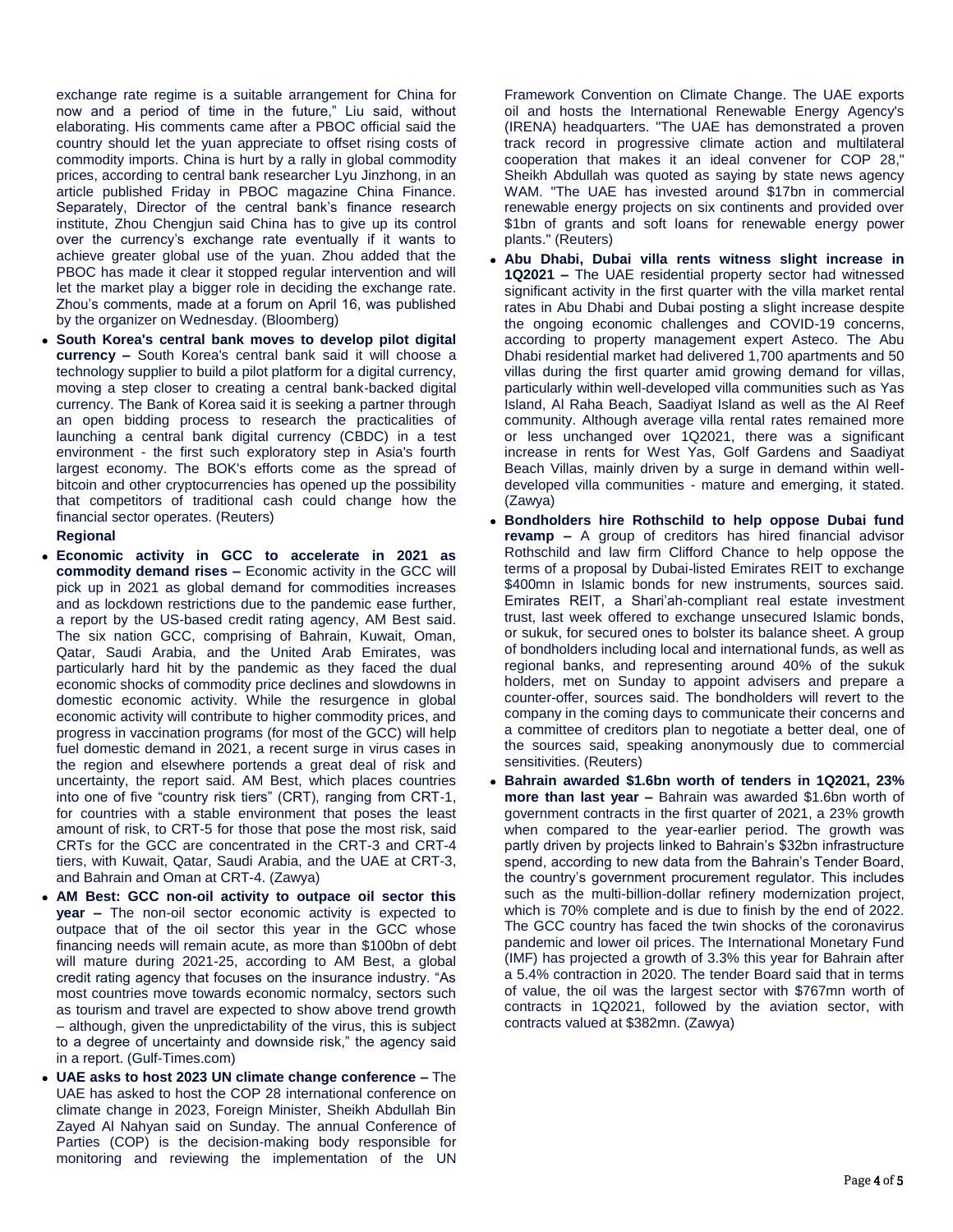exchange rate regime is a suitable arrangement for China for now and a period of time in the future," Liu said, without elaborating. His comments came after a PBOC official said the country should let the yuan appreciate to offset rising costs of commodity imports. China is hurt by a rally in global commodity prices, according to central bank researcher Lyu Jinzhong, in an article published Friday in PBOC magazine China Finance. Separately, Director of the central bank's finance research institute, Zhou Chengjun said China has to give up its control over the currency's exchange rate eventually if it wants to achieve greater global use of the yuan. Zhou added that the PBOC has made it clear it stopped regular intervention and will let the market play a bigger role in deciding the exchange rate. Zhou's comments, made at a forum on April 16, was published by the organizer on Wednesday. (Bloomberg)

- **South Korea's central bank moves to develop pilot digital currency –** South Korea's central bank said it will choose a technology supplier to build a pilot platform for a digital currency, moving a step closer to creating a central bank-backed digital currency. The Bank of Korea said it is seeking a partner through an open bidding process to research the practicalities of launching a central bank digital currency (CBDC) in a test environment - the first such exploratory step in Asia's fourth largest economy. The BOK's efforts come as the spread of bitcoin and other cryptocurrencies has opened up the possibility that competitors of traditional cash could change how the financial sector operates. (Reuters)

**Regional**

- **Economic activity in GCC to accelerate in 2021 as commodity demand rises –** Economic activity in the GCC will pick up in 2021 as global demand for commodities increases and as lockdown restrictions due to the pandemic ease further, a report by the US-based credit rating agency, AM Best said. The six nation GCC, comprising of Bahrain, Kuwait, Oman, Qatar, Saudi Arabia, and the United Arab Emirates, was particularly hard hit by the pandemic as they faced the dual economic shocks of commodity price declines and slowdowns in domestic economic activity. While the resurgence in global economic activity will contribute to higher commodity prices, and progress in vaccination programs (for most of the GCC) will help fuel domestic demand in 2021, a recent surge in virus cases in the region and elsewhere portends a great deal of risk and uncertainty, the report said. AM Best, which places countries into one of five "country risk tiers" (CRT), ranging from CRT-1, for countries with a stable environment that poses the least amount of risk, to CRT-5 for those that pose the most risk, said CRTs for the GCC are concentrated in the CRT-3 and CRT-4 tiers, with Kuwait, Qatar, Saudi Arabia, and the UAE at CRT-3, and Bahrain and Oman at CRT-4. (Zawya)
- **AM Best: GCC non-oil activity to outpace oil sector this year –** The non-oil sector economic activity is expected to outpace that of the oil sector this year in the GCC whose financing needs will remain acute, as more than $100bn of debt will mature during 2021-25, according to AM Best, a global credit rating agency that focuses on the insurance industry. "As most countries move towards economic normalcy, sectors such as tourism and travel are expected to show above trend growth – although, given the unpredictability of the virus, this is subject to a degree of uncertainty and downside risk," the agency said in a report. (Gulf-Times.com)
- **UAE asks to host 2023 UN climate change conference –** The UAE has asked to host the COP 28 international conference on climate change in 2023, Foreign Minister, Sheikh Abdullah Bin Zayed Al Nahyan said on Sunday. The annual Conference of Parties (COP) is the decision-making body responsible for monitoring and reviewing the implementation of the UN Framework Convention on Climate Change. The UAE exports oil and hosts the International Renewable Energy Agency's (IRENA) headquarters. "The UAE has demonstrated a proven track record in progressive climate action and multilateral cooperation that makes it an ideal convener for COP 28," Sheikh Abdullah was quoted as saying by state news agency WAM. "The UAE has invested around $17bn in commercial renewable energy projects on six continents and provided over $1bn of grants and soft loans for renewable energy power plants." (Reuters)
- **Abu Dhabi, Dubai villa rents witness slight increase in 1Q2021 –** The UAE residential property sector had witnessed significant activity in the first quarter with the villa market rental rates in Abu Dhabi and Dubai posting a slight increase despite the ongoing economic challenges and COVID-19 concerns, according to property management expert Asteco. The Abu Dhabi residential market had delivered 1,700 apartments and 50 villas during the first quarter amid growing demand for villas, particularly within well-developed villa communities such as Yas Island, Al Raha Beach, Saadiyat Island as well as the Al Reef community. Although average villa rental rates remained more or less unchanged over 1Q2021, there was a significant increase in rents for West Yas, Golf Gardens and Saadiyat Beach Villas, mainly driven by a surge in demand within well-developed villa communities - mature and emerging, it stated. (Zawya)
- **Bondholders hire Rothschild to help oppose Dubai fund revamp –** A group of creditors has hired financial advisor Rothschild and law firm Clifford Chance to help oppose the terms of a proposal by Dubai-listed Emirates REIT to exchange $400mn in Islamic bonds for new instruments, sources said. Emirates REIT, a Shari'ah-compliant real estate investment trust, last week offered to exchange unsecured Islamic bonds, or sukuk, for secured ones to bolster its balance sheet. A group of bondholders including local and international funds, as well as regional banks, and representing around 40% of the sukuk holders, met on Sunday to appoint advisers and prepare a counter-offer, sources said. The bondholders will revert to the company in the coming days to communicate their concerns and a committee of creditors plan to negotiate a better deal, one of the sources said, speaking anonymously due to commercial sensitivities. (Reuters)
- **Bahrain awarded $1.6bn worth of tenders in 1Q2021, 23% more than last year –** Bahrain was awarded $1.6bn worth of government contracts in the first quarter of 2021, a 23% growth when compared to the year-earlier period. The growth was partly driven by projects linked to Bahrain's $32bn infrastructure spend, according to new data from the Bahrain's Tender Board, the country's government procurement regulator. This includes such as the multi-billion-dollar refinery modernization project, which is 70% complete and is due to finish by the end of 2022. The GCC country has faced the twin shocks of the coronavirus pandemic and lower oil prices. The International Monetary Fund (IMF) has projected a growth of 3.3% this year for Bahrain after a 5.4% contraction in 2020. The tender Board said that in terms of value, the oil was the largest sector with $767mn worth of contracts in 1Q2021, followed by the aviation sector, with contracts valued at $382mn. (Zawya)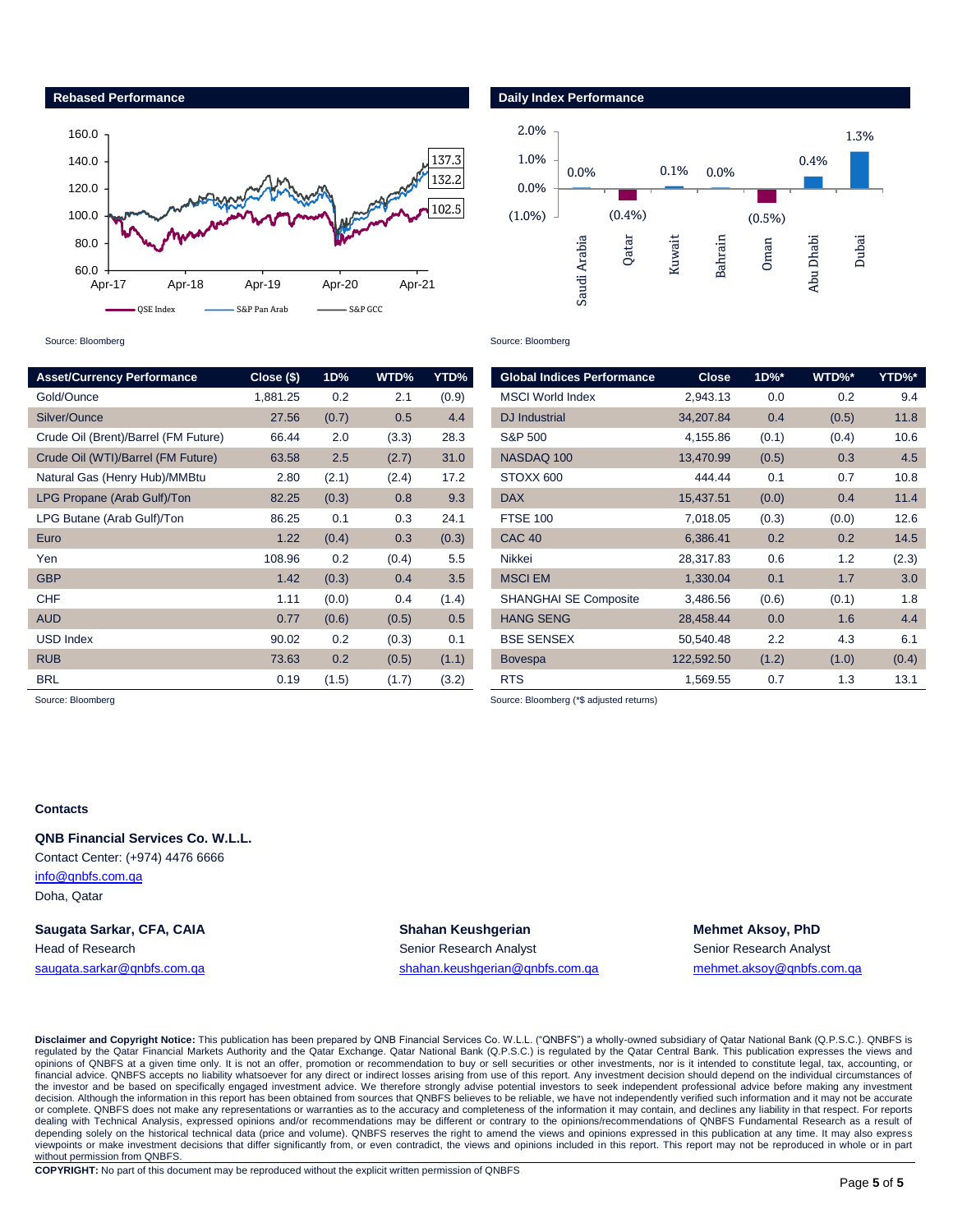**Rebased Performance**

160.0
140.0
120.0
100.0
80.0
60.0
Apr-17
Apr-18
Apr-19
Apr-20
Apr-21
137.3
132.2
102.5
QSE Index
S&P Pan Arab
S&P GCC

Source: Bloomberg

**Daily Index Performance**

2.0%
1.0%
0.0%
(1.0%)
0.0%
(0.4%)
0.1%
0.0%
(0.5%)
0.4%
1.3%
Saudi Arabia
Qatar
Kuwait
Bahrain
Oman
Abu Dhabi
Dubai

Source: Bloomberg

| Asset/Currency Performance | Close ($) | 1D% | WTD% | YTD% |
|---|---|---|---|---|
| Gold/Ounce | 1,881.25 | 0.2 | 2.1 | (0.9) |
| Silver/Ounce | 27.56 | (0.7) | 0.5 | 4.4 |
| Crude Oil (Brent)/Barrel (FM Future) | 66.44 | 2.0 | (3.3) | 28.3 |
| Crude Oil (WTI)/Barrel (FM Future) | 63.58 | 2.5 | (2.7) | 31.0 |
| Natural Gas (Henry Hub)/MMBtu | 2.80 | (2.1) | (2.4) | 17.2 |
| LPG Propane (Arab Gulf)/Ton | 82.25 | (0.3) | 0.8 | 9.3 |
| LPG Butane (Arab Gulf)/Ton | 86.25 | 0.1 | 0.3 | 24.1 |
| Euro | 1.22 | (0.4) | 0.3 | (0.3) |
| Yen | 108.96 | 0.2 | (0.4) | 5.5 |
| GBP | 1.42 | (0.3) | 0.4 | 3.5 |
| CHF | 1.11 | (0.0) | 0.4 | (1.4) |
| AUD | 0.77 | (0.6) | (0.5) | 0.5 |
| USD Index | 90.02 | 0.2 | (0.3) | 0.1 |
| RUB | 73.63 | 0.2 | (0.5) | (1.1) |
| BRL | 0.19 | (1.5) | (1.7) | (3.2) |

Source: Bloomberg

| Global Indices Performance | Close | 1D%* | WTD%* | YTD%* |
|---|---|---|---|---|
| MSCI World Index | 2,943.13 | 0.0 | 0.2 | 9.4 |
| DJ Industrial | 34,207.84 | 0.4 | (0.5) | 11.8 |
| S&P 500 | 4,155.86 | (0.1) | (0.4) | 10.6 |
| NASDAQ 100 | 13,470.99 | (0.5) | 0.3 | 4.5 |
| STOXX 600 | 444.44 | 0.1 | 0.7 | 10.8 |
| DAX | 15,437.51 | (0.0) | 0.4 | 11.4 |
| FTSE 100 | 7,018.05 | (0.3) | (0.0) | 12.6 |
| CAC 40 | 6,386.41 | 0.2 | 0.2 | 14.5 |
| Nikkei | 28,317.83 | 0.6 | 1.2 | (2.3) |
| MSCI EM | 1,330.04 | 0.1 | 1.7 | 3.0 |
| SHANGHAI SE Composite | 3,486.56 | (0.6) | (0.1) | 1.8 |
| HANG SENG | 28,458.44 | 0.0 | 1.6 | 4.4 |
| BSE SENSEX | 50,540.48 | 2.2 | 4.3 | 6.1 |
| Bovespa | 122,592.50 | (1.2) | (1.0) | (0.4) |
| RTS | 1,569.55 | 0.7 | 1.3 | 13.1 |

Source: Bloomberg (*$ adjusted returns)

**Contacts**

**QNB Financial Services Co. W.L.L.**
Contact Center: (+974) 4476 6666
info@qnbfs.com.qa
Doha, Qatar

**Saugata Sarkar, CFA, CAIA**
Head of Research
saugata.sarkar@qnbfs.com.qa

**Shahan Keushgerian**
Senior Research Analyst
shahan.keushgerian@qnbfs.com.qa

**Mehmet Aksoy, PhD**
Senior Research Analyst
mehmet.aksoy@qnbfs.com.qa

**Disclaimer and Copyright Notice:** This publication has been prepared by QNB Financial Services Co. W.L.L. ("QNBFS") a wholly-owned subsidiary of Qatar National Bank (Q.P.S.C.). QNBFS is regulated by the Qatar Financial Markets Authority and the Qatar Exchange. Qatar National Bank (Q.P.S.C.) is regulated by the Qatar Central Bank. This publication expresses the views and opinions of QNBFS at a given time only. It is not an offer, promotion or recommendation to buy or sell securities or other investments, nor is it intended to constitute legal, tax, accounting, or financial advice. QNBFS accepts no liability whatsoever for any direct or indirect losses arising from use of this report. Any investment decision should depend on the individual circumstances of the investor and be based on specifically engaged investment advice. We therefore strongly advise potential investors to seek independent professional advice before making any investment decision. Although the information in this report has been obtained from sources that QNBFS believes to be reliable, we have not independently verified such information and it may not be accurate or complete. QNBFS does not make any representations or warranties as to the accuracy and completeness of the information it may contain, and declines any liability in that respect. For reports dealing with Technical Analysis, expressed opinions and/or recommendations may be different or contrary to the opinions/recommendations of QNBFS Fundamental Research as a result of depending solely on the historical technical data (price and volume). QNBFS reserves the right to amend the views and opinions expressed in this publication at any time. It may also express viewpoints or make investment decisions that differ significantly from, or even contradict, the views and opinions included in this report. This report may not be reproduced in whole or in part without permission from QNBFS.

**COPYRIGHT:** No part of this document may be reproduced without the explicit written permission of QNBFS.